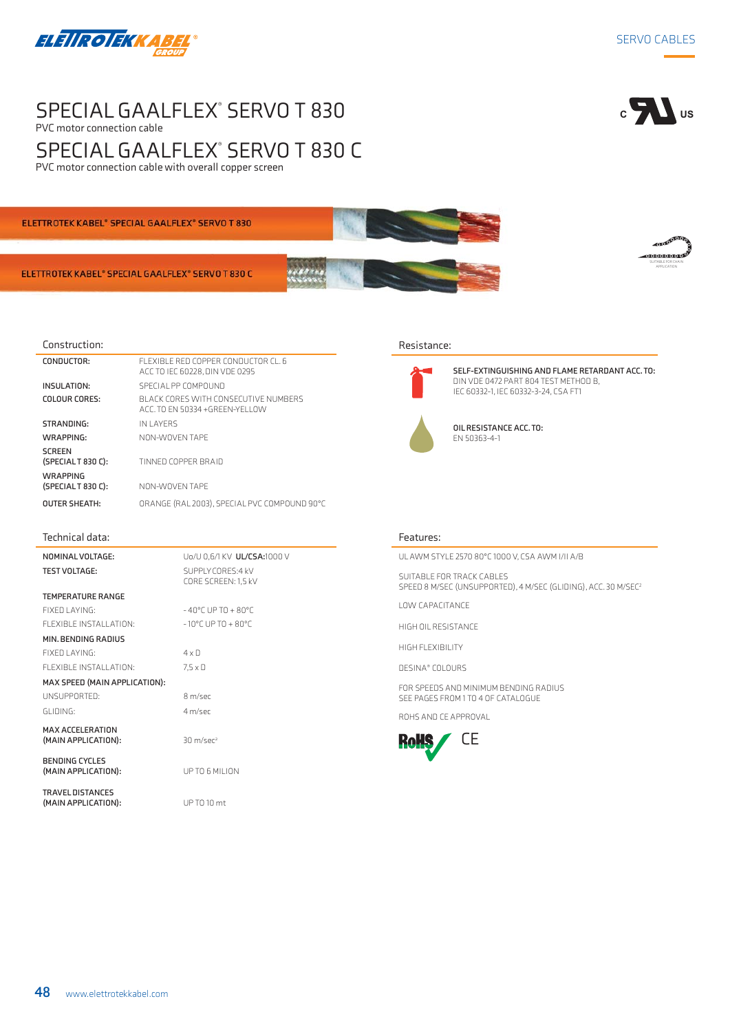SERVO CABLES

# SPECIAL GAALFLEX® SERVO T 830

PVC motor connection cable

# SPECIAL GAALFLEX® SERVO T 830 C

PVC motor connection cable with overall copper screen

ELETTROTEK KABEL® SPECIAL GAALFLEX® SERVO T 830

ELETTROTEK KABEL® SPECIAL GAALFLEX® SERVO T 830 C

SUITABLE FOR CHAIN APPLICATION

## Construction:

| | |
|---|---|
| CONDUCTOR: | FLEXIBLE RED COPPER CONDUCTOR CL. 6 ACC TO IEC 60228, DIN VDE 0295 |
| INSULATION: | SPECIAL PP COMPOUND |
| COLOUR CORES: | BLACK CORES WITH CONSECUTIVE NUMBERS ACC. TO EN 50334 +GREEN-YELLOW |
| STRANDING: | IN LAYERS |
| WRAPPING: | NON-WOVEN TAPE |
| SCREEN (SPECIAL T 830 C): | TINNED COPPER BRAID |
| WRAPPING (SPECIAL T 830 C): | NON-WOVEN TAPE |
| OUTER SHEATH: | ORANGE (RAL 2003), SPECIAL PVC COMPOUND 90°C |

## Resistance:

**SELF-EXTINGUISHING AND FLAME RETARDANT ACC. TO:**
DIN VDE 0472 PART 804 TEST METHOD B, IEC 60332-1, IEC 60332-3-24, CSA FT1

**OIL RESISTANCE ACC. TO:**
EN 50363-4-1

## Technical data:

| | |
|---|---|
| NOMINAL VOLTAGE: | Uo/U 0,6/1 KV **UL/CSA:**1000 V |
| TEST VOLTAGE: | SUPPLY CORES:4 kV CORE SCREEN: 1,5 kV |
| **TEMPERATURE RANGE** | |
| FIXED LAYING: | - 40°C UP TO + 80°C |
| FLEXIBLE INSTALLATION: | - 10°C UP TO + 80°C |
| **MIN. BENDING RADIUS** | |
| FIXED LAYING: | 4 x D |
| FLEXIBLE INSTALLATION: | 7,5 x D |
| **MAX SPEED (MAIN APPLICATION):** | |
| UNSUPPORTED: | 8 m/sec |
| GLIDING: | 4 m/sec |
| MAX ACCELERATION (MAIN APPLICATION): | 30 m/sec² |
| BENDING CYCLES (MAIN APPLICATION): | UP TO 6 MILION |
| TRAVEL DISTANCES (MAIN APPLICATION): | UP TO 10 mt |

## Features:

UL AWM STYLE 2570 80°C 1000 V, CSA AWM I/II A/B

SUITABLE FOR TRACK CABLES
SPEED 8 M/SEC (UNSUPPORTED), 4 M/SEC (GLIDING), ACC. 30 M/SEC²

LOW CAPACITANCE

HIGH OIL RESISTANCE

HIGH FLEXIBILITY

DESINA® COLOURS

FOR SPEEDS AND MINIMUM BENDING RADIUS SEE PAGES FROM 1 TO 4 OF CATALOGUE

ROHS AND CE APPROVAL

RoHS CE

www.elettrotekkabel.com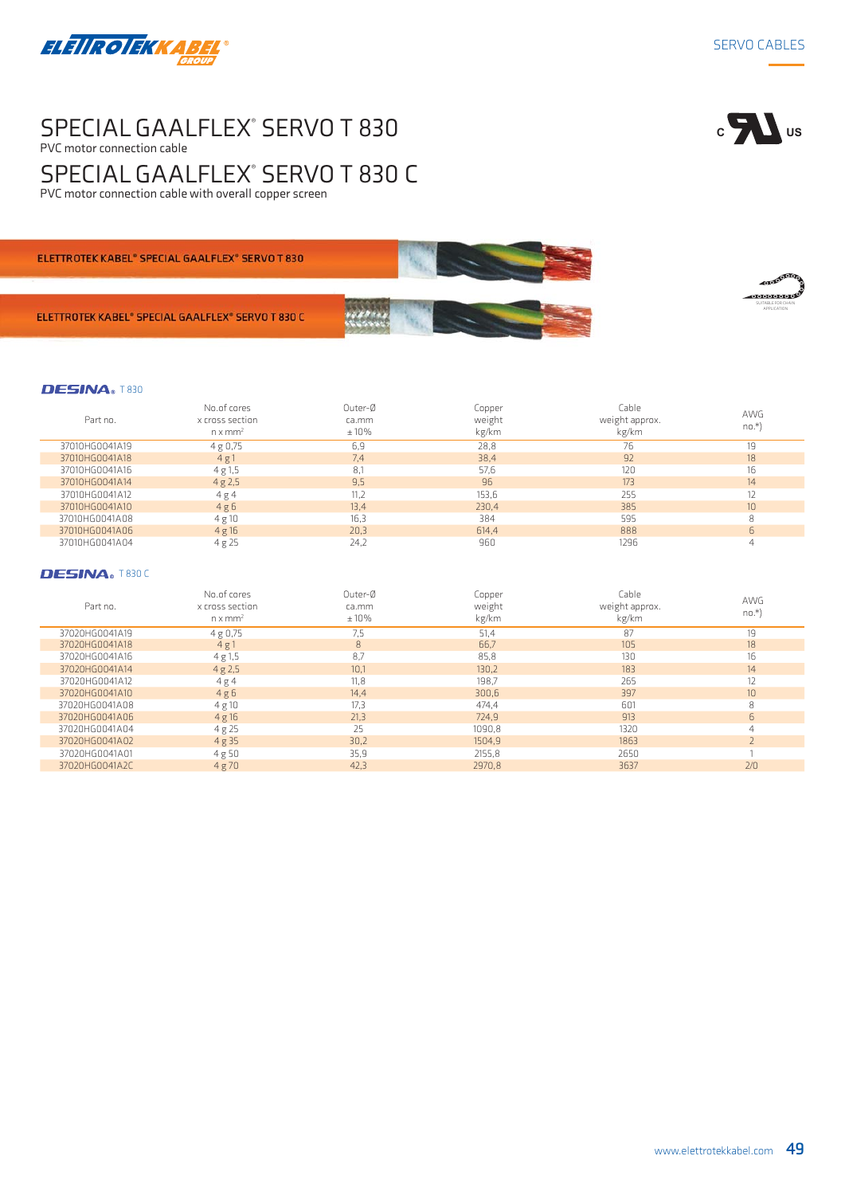# SPECIAL GAALFLEX® SERVO T 830

PVC motor connection cable

# SPECIAL GAALFLEX® SERVO T 830 C

PVC motor connection cable with overall copper screen

ELETTROTEK KABEL® SPECIAL GAALFLEX® SERVO T 830

ELETTROTEK KABEL® SPECIAL GAALFLEX® SERVO T 830 C

SUITABLE FOR CHAIN APPLICATION

### DESINA® T 830

| Part no. | No.of cores x cross section n x mm² | Outer-Ø ca.mm ± 10% | Copper weight kg/km | Cable weight approx. kg/km | AWG no.*) |
|---|---|---|---|---|---|
| 37010HG0041A19 | 4 g 0,75 | 6,9 | 28,8 | 76 | 19 |
| 37010HG0041A18 | 4 g 1 | 7,4 | 38,4 | 92 | 18 |
| 37010HG0041A16 | 4 g 1,5 | 8,1 | 57,6 | 120 | 16 |
| 37010HG0041A14 | 4 g 2,5 | 9,5 | 96 | 173 | 14 |
| 37010HG0041A12 | 4 g 4 | 11,2 | 153,6 | 255 | 12 |
| 37010HG0041A10 | 4 g 6 | 13,4 | 230,4 | 385 | 10 |
| 37010HG0041A08 | 4 g 10 | 16,3 | 384 | 595 | 8 |
| 37010HG0041A06 | 4 g 16 | 20,3 | 614,4 | 888 | 6 |
| 37010HG0041A04 | 4 g 25 | 24,2 | 960 | 1296 | 4 |

### DESINA® T 830 C

| Part no. | No.of cores x cross section n x mm² | Outer-Ø ca.mm ± 10% | Copper weight kg/km | Cable weight approx. kg/km | AWG no.*) |
|---|---|---|---|---|---|
| 37020HG0041A19 | 4 g 0,75 | 7,5 | 51,4 | 87 | 19 |
| 37020HG0041A18 | 4 g 1 | 8 | 66,7 | 105 | 18 |
| 37020HG0041A16 | 4 g 1,5 | 8,7 | 85,8 | 130 | 16 |
| 37020HG0041A14 | 4 g 2,5 | 10,1 | 130,2 | 183 | 14 |
| 37020HG0041A12 | 4 g 4 | 11,8 | 198,7 | 265 | 12 |
| 37020HG0041A10 | 4 g 6 | 14,4 | 300,6 | 397 | 10 |
| 37020HG0041A08 | 4 g 10 | 17,3 | 474,4 | 601 | 8 |
| 37020HG0041A06 | 4 g 16 | 21,3 | 724,9 | 913 | 6 |
| 37020HG0041A04 | 4 g 25 | 25 | 1090,8 | 1320 | 4 |
| 37020HG0041A02 | 4 g 35 | 30,2 | 1504,9 | 1863 | 2 |
| 37020HG0041A01 | 4 g 50 | 35,9 | 2155,8 | 2650 | 1 |
| 37020HG0041A2C | 4 g 70 | 42,3 | 2970,8 | 3637 | 2/0 |

www.elettrotekkabel.com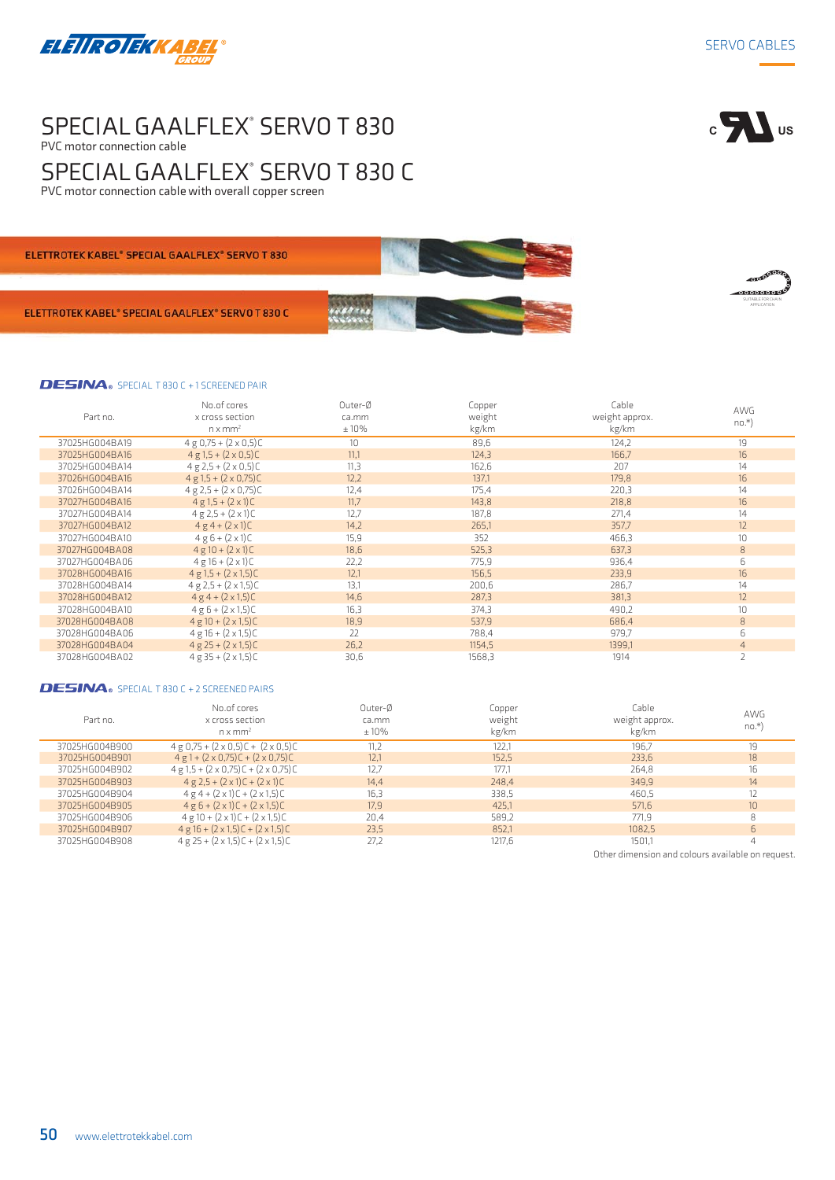SERVO CABLES

# SPECIAL GAALFLEX® SERVO T 830

PVC motor connection cable

# SPECIAL GAALFLEX® SERVO T 830 C

PVC motor connection cable with overall copper screen

ELETTROTEK KABEL® SPECIAL GAALFLEX® SERVO T 830

ELETTROTEK KABEL® SPECIAL GAALFLEX® SERVO T 830 C

SUITABLE FOR CHAIN APPLICATION

## DESINA® SPECIAL T 830 C + 1 SCREENED PAIR

| Part no. | No.of cores x cross section n x mm² | Outer-Ø ca.mm ± 10% | Copper weight kg/km | Cable weight approx. kg/km | AWG no.*) |
|---|---|---|---|---|---|
| 37025HG004BA19 | 4 g 0,75 + (2 x 0,5)C | 10 | 89,6 | 124,2 | 19 |
| 37025HG004BA16 | 4 g 1,5 + (2 x 0,5)C | 11,1 | 124,3 | 166,7 | 16 |
| 37025HG004BA14 | 4 g 2,5 + (2 x 0,5)C | 11,3 | 162,6 | 207 | 14 |
| 37026HG004BA16 | 4 g 1,5 + (2 x 0,75)C | 12,2 | 137,1 | 179,8 | 16 |
| 37026HG004BA14 | 4 g 2,5 + (2 x 0,75)C | 12,4 | 175,4 | 220,3 | 14 |
| 37027HG004BA16 | 4 g 1,5 + (2 x 1)C | 11,7 | 143,8 | 218,8 | 16 |
| 37027HG004BA14 | 4 g 2,5 + (2 x 1)C | 12,7 | 187,8 | 271,4 | 14 |
| 37027HG004BA12 | 4 g 4 + (2 x 1)C | 14,2 | 265,1 | 357,7 | 12 |
| 37027HG004BA10 | 4 g 6 + (2 x 1)C | 15,9 | 352 | 466,3 | 10 |
| 37027HG004BA08 | 4 g 10 + (2 x 1)C | 18,6 | 525,3 | 637,3 | 8 |
| 37027HG004BA06 | 4 g 16 + (2 x 1)C | 22,2 | 775,9 | 936,4 | 6 |
| 37028HG004BA16 | 4 g 1,5 + (2 x 1,5)C | 12,1 | 156,5 | 233,9 | 16 |
| 37028HG004BA14 | 4 g 2,5 + (2 x 1,5)C | 13,1 | 200,6 | 286,7 | 14 |
| 37028HG004BA12 | 4 g 4 + (2 x 1,5)C | 14,6 | 287,3 | 381,3 | 12 |
| 37028HG004BA10 | 4 g 6 + (2 x 1,5)C | 16,3 | 374,3 | 490,2 | 10 |
| 37028HG004BA08 | 4 g 10 + (2 x 1,5)C | 18,9 | 537,9 | 686,4 | 8 |
| 37028HG004BA06 | 4 g 16 + (2 x 1,5)C | 22 | 788,4 | 979,7 | 6 |
| 37028HG004BA04 | 4 g 25 + (2 x 1,5)C | 26,2 | 1154,5 | 1399,1 | 4 |
| 37028HG004BA02 | 4 g 35 + (2 x 1,5)C | 30,6 | 1568,3 | 1914 | 2 |

## DESINA® SPECIAL T 830 C + 2 SCREENED PAIRS

| Part no. | No.of cores x cross section n x mm² | Outer-Ø ca.mm ± 10% | Copper weight kg/km | Cable weight approx. kg/km | AWG no.*) |
|---|---|---|---|---|---|
| 37025HG004B900 | 4 g 0,75 + (2 x 0,5)C + (2 x 0,5)C | 11,2 | 122,1 | 196,7 | 19 |
| 37025HG004B901 | 4 g 1 + (2 x 0,75)C + (2 x 0,75)C | 12,1 | 152,5 | 233,6 | 18 |
| 37025HG004B902 | 4 g 1,5 + (2 x 0,75)C + (2 x 0,75)C | 12,7 | 177,1 | 264,8 | 16 |
| 37025HG004B903 | 4 g 2,5 + (2 x 1)C + (2 x 1)C | 14,4 | 248,4 | 349,9 | 14 |
| 37025HG004B904 | 4 g 4 + (2 x 1)C + (2 x 1,5)C | 16,3 | 338,5 | 460,5 | 12 |
| 37025HG004B905 | 4 g 6 + (2 x 1)C + (2 x 1,5)C | 17,9 | 425,1 | 571,6 | 10 |
| 37025HG004B906 | 4 g 10 + (2 x 1)C + (2 x 1,5)C | 20,4 | 589,2 | 771,9 | 8 |
| 37025HG004B907 | 4 g 16 + (2 x 1,5)C + (2 x 1,5)C | 23,5 | 852,1 | 1082,5 | 6 |
| 37025HG004B908 | 4 g 25 + (2 x 1,5)C + (2 x 1,5)C | 27,2 | 1217,6 | 1501,1 | 4 |

Other dimension and colours available on request.